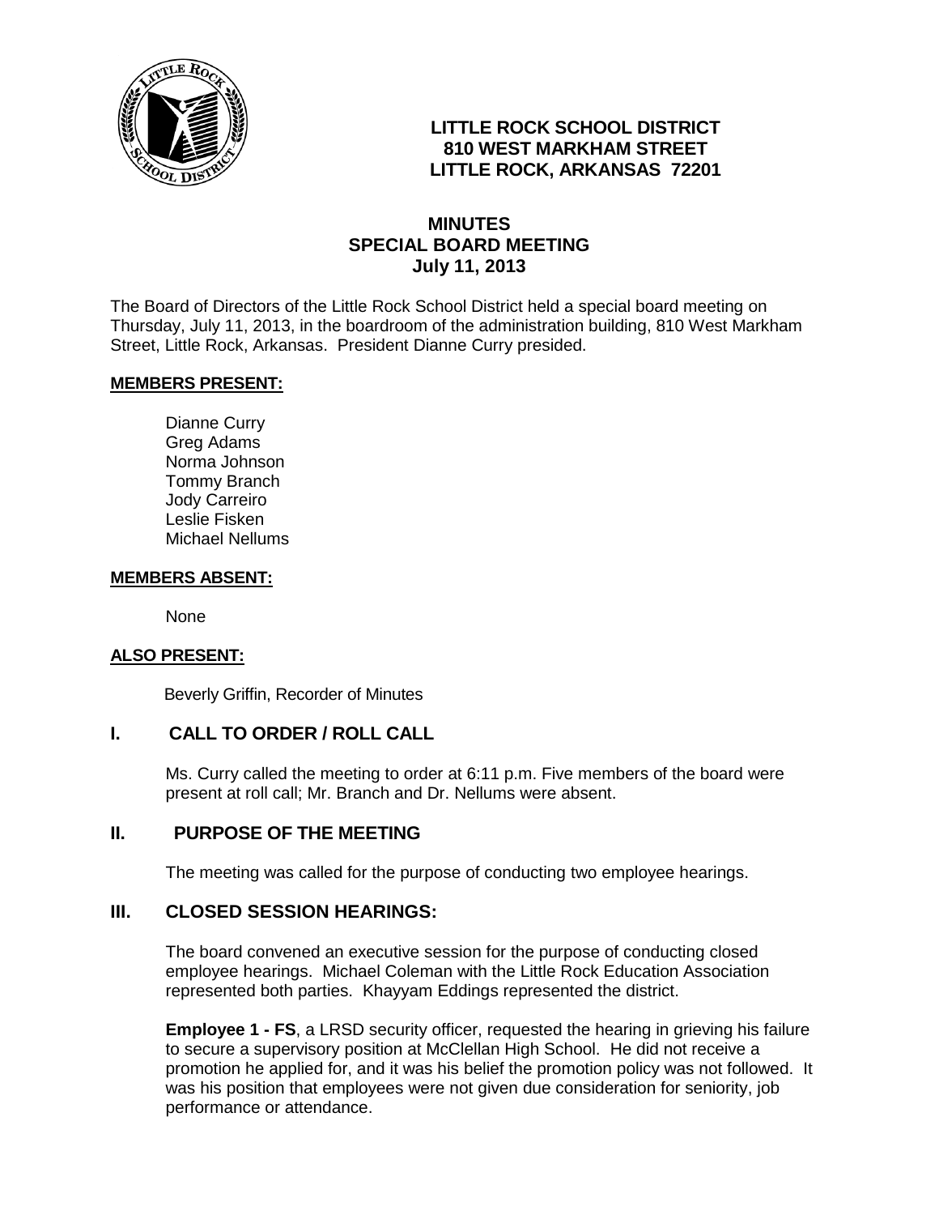# LITTLE ROCK SCHOOL DISTRICT
## 810 WEST MARKHAM STREET
## LITTLE ROCK, ARKANSAS 72201

## MINUTES
## SPECIAL BOARD MEETING
## July 11, 2013

The Board of Directors of the Little Rock School District held a special board meeting on Thursday, July 11, 2013, in the boardroom of the administration building, 810 West Markham Street, Little Rock, Arkansas. President Dianne Curry presided.

**MEMBERS PRESENT:**

Dianne Curry
Greg Adams
Norma Johnson
Tommy Branch
Jody Carreiro
Leslie Fisken
Michael Nellums

**MEMBERS ABSENT:**

None

**ALSO PRESENT:**

Beverly Griffin, Recorder of Minutes

## I. CALL TO ORDER / ROLL CALL

Ms. Curry called the meeting to order at 6:11 p.m. Five members of the board were present at roll call; Mr. Branch and Dr. Nellums were absent.

## II. PURPOSE OF THE MEETING

The meeting was called for the purpose of conducting two employee hearings.

## III. CLOSED SESSION HEARINGS:

The board convened an executive session for the purpose of conducting closed employee hearings. Michael Coleman with the Little Rock Education Association represented both parties. Khayyam Eddings represented the district.

**Employee 1 - FS**, a LRSD security officer, requested the hearing in grieving his failure to secure a supervisory position at McClellan High School. He did not receive a promotion he applied for, and it was his belief the promotion policy was not followed. It was his position that employees were not given due consideration for seniority, job performance or attendance.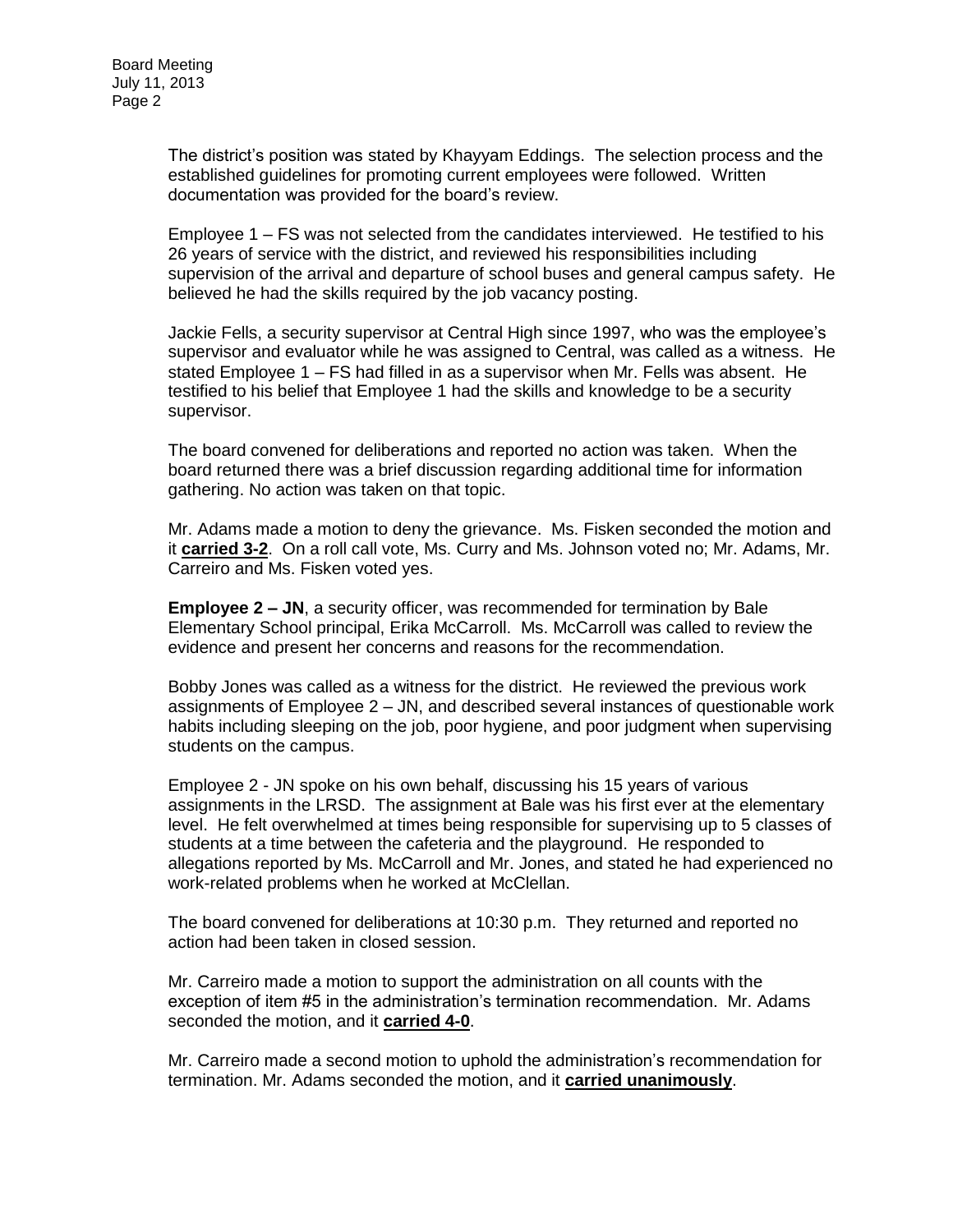The district's position was stated by Khayyam Eddings. The selection process and the established guidelines for promoting current employees were followed. Written documentation was provided for the board's review.

Employee 1 – FS was not selected from the candidates interviewed. He testified to his 26 years of service with the district, and reviewed his responsibilities including supervision of the arrival and departure of school buses and general campus safety. He believed he had the skills required by the job vacancy posting.

Jackie Fells, a security supervisor at Central High since 1997, who was the employee's supervisor and evaluator while he was assigned to Central, was called as a witness. He stated Employee 1 – FS had filled in as a supervisor when Mr. Fells was absent. He testified to his belief that Employee 1 had the skills and knowledge to be a security supervisor.

The board convened for deliberations and reported no action was taken. When the board returned there was a brief discussion regarding additional time for information gathering. No action was taken on that topic.

Mr. Adams made a motion to deny the grievance. Ms. Fisken seconded the motion and it **carried 3-2**. On a roll call vote, Ms. Curry and Ms. Johnson voted no; Mr. Adams, Mr. Carreiro and Ms. Fisken voted yes.

**Employee 2 – JN**, a security officer, was recommended for termination by Bale Elementary School principal, Erika McCarroll. Ms. McCarroll was called to review the evidence and present her concerns and reasons for the recommendation.

Bobby Jones was called as a witness for the district. He reviewed the previous work assignments of Employee 2 – JN, and described several instances of questionable work habits including sleeping on the job, poor hygiene, and poor judgment when supervising students on the campus.

Employee 2 - JN spoke on his own behalf, discussing his 15 years of various assignments in the LRSD. The assignment at Bale was his first ever at the elementary level. He felt overwhelmed at times being responsible for supervising up to 5 classes of students at a time between the cafeteria and the playground. He responded to allegations reported by Ms. McCarroll and Mr. Jones, and stated he had experienced no work-related problems when he worked at McClellan.

The board convened for deliberations at 10:30 p.m. They returned and reported no action had been taken in closed session.

Mr. Carreiro made a motion to support the administration on all counts with the exception of item #5 in the administration's termination recommendation. Mr. Adams seconded the motion, and it **carried 4-0**.

Mr. Carreiro made a second motion to uphold the administration's recommendation for termination. Mr. Adams seconded the motion, and it **carried unanimously**.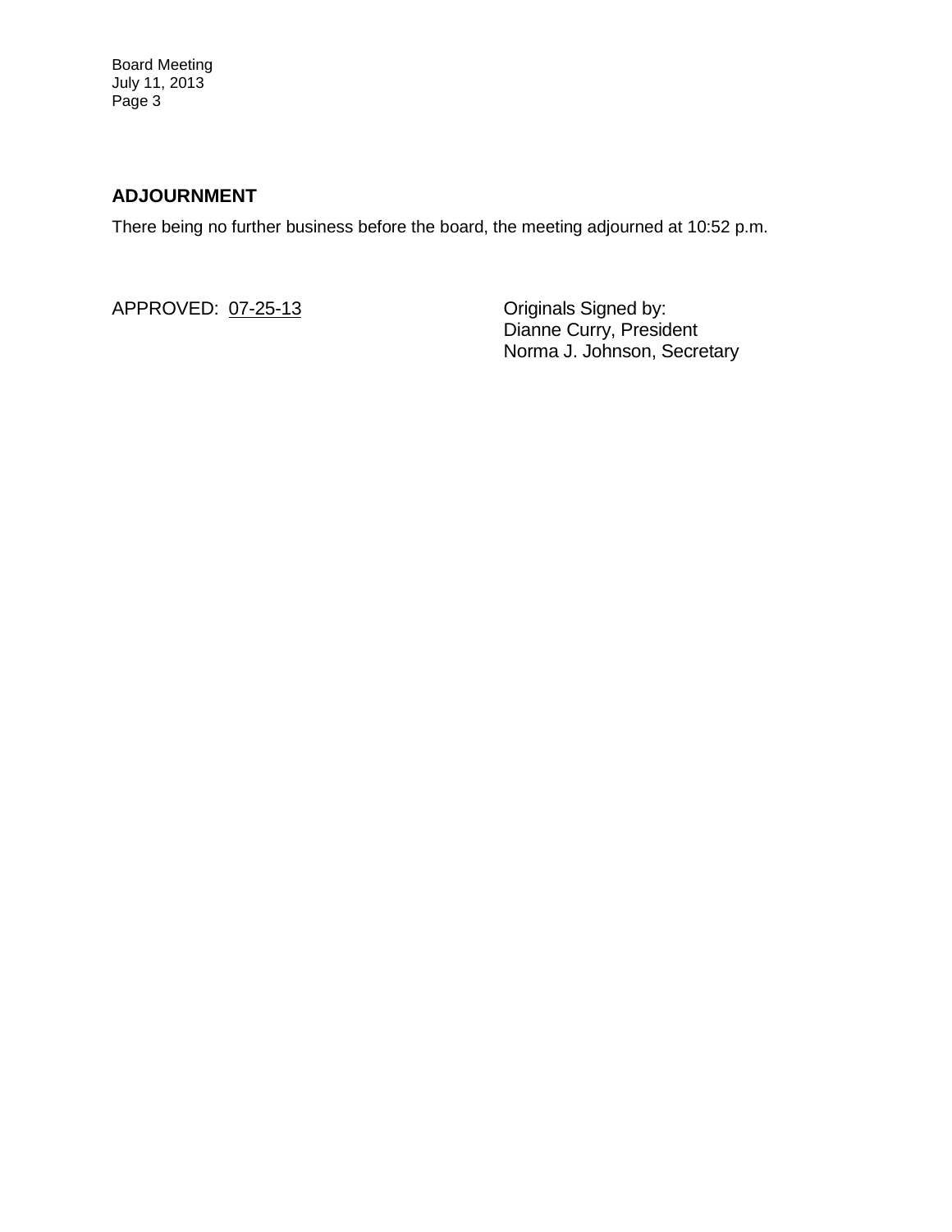## ADJOURNMENT

There being no further business before the board, the meeting adjourned at 10:52 p.m.

APPROVED: <u>07-25-13</u>

Originals Signed by:
Dianne Curry, President
Norma J. Johnson, Secretary